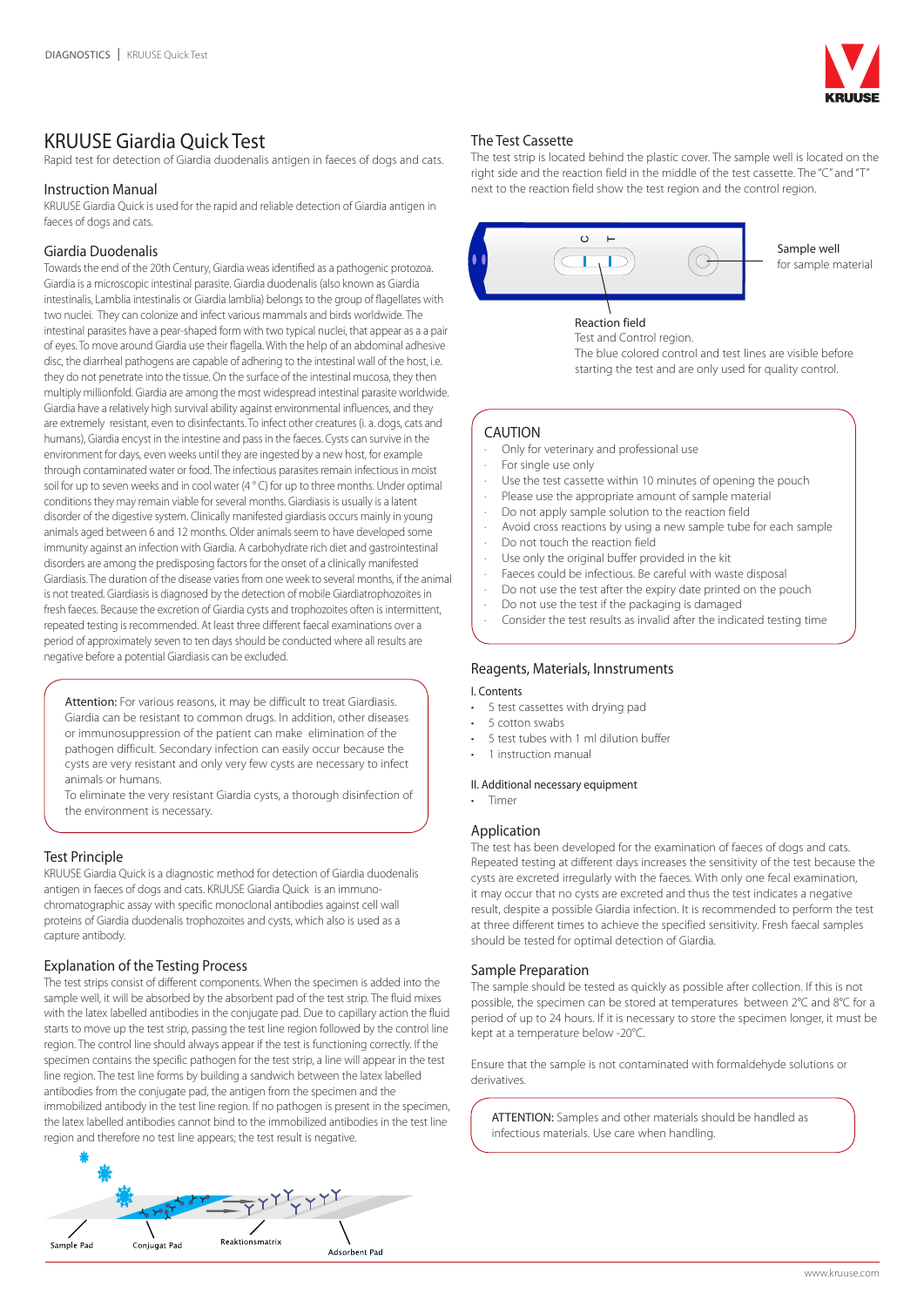# KRUUSE Giardia Quick Test

Rapid test for detection of Giardia duodenalis antigen in faeces of dogs and cats.

## Instruction Manual

KRUUSE Giardia Quick is used for the rapid and reliable detection of Giardia antigen in faeces of dogs and cats.

## Giardia Duodenalis

Towards the end of the 20th Century, Giardia weas identified as a pathogenic protozoa. Giardia is a microscopic intestinal parasite. Giardia duodenalis (also known as Giardia intestinalis, Lamblia intestinalis or Giardia lamblia) belongs to the group of flagellates with two nuclei. They can colonize and infect various mammals and birds worldwide. The intestinal parasites have a pear-shaped form with two typical nuclei, that appear as a a pair of eyes. To move around Giardia use their flagella. With the help of an abdominal adhesive disc, the diarrheal pathogens are capable of adhering to the intestinal wall of the host, i.e. they do not penetrate into the tissue. On the surface of the intestinal mucosa, they then multiply millionfold. Giardia are among the most widespread intestinal parasite worldwide. Giardia have a relatively high survival ability against environmental influences, and they are extremely resistant, even to disinfectants. To infect other creatures (i. a. dogs, cats and humans), Giardia encyst in the intestine and pass in the faeces. Cysts can survive in the environment for days, even weeks until they are ingested by a new host, for example through contaminated water or food. The infectious parasites remain infectious in moist soil for up to seven weeks and in cool water (4 ° C) for up to three months. Under optimal conditions they may remain viable for several months. Giardiasis is usually is a latent disorder of the digestive system. Clinically manifested giardiasis occurs mainly in young animals aged between 6 and 12 months. Older animals seem to have developed some immunity against an infection with Giardia. A carbohydrate rich diet and gastrointestinal disorders are among the predisposing factors for the onset of a clinically manifested Giardiasis. The duration of the disease varies from one week to several months, if the animal is not treated. Giardiasis is diagnosed by the detection of mobile Giardiatrophozoites in fresh faeces. Because the excretion of Giardia cysts and trophozoites often is intermittent, repeated testing is recommended. At least three different faecal examinations over a period of approximately seven to ten days should be conducted where all results are negative before a potential Giardiasis can be excluded.

**Attention:** For various reasons, it may be difficult to treat Giardiasis. Giardia can be resistant to common drugs. In addition, other diseases or immunosuppression of the patient can make elimination of the pathogen difficult. Secondary infection can easily occur because the cysts are very resistant and only very few cysts are necessary to infect animals or humans.
To eliminate the very resistant Giardia cysts, a thorough disinfection of the environment is necessary.

## Test Principle

KRUUSE Giardia Quick is a diagnostic method for detection of Giardia duodenalis antigen in faeces of dogs and cats. KRUUSE Giardia Quick is an immuno-chromatographic assay with specific monoclonal antibodies against cell wall proteins of Giardia duodenalis trophozoites and cysts, which is used as a capture antibody.

## Explanation of the Testing Process

The test strips consist of different components. When the specimen is added into the sample well, it will be absorbed by the absorbent pad of the test strip. The fluid mixes with the latex labelled antibodies in the conjugate pad. Due to capillary action the fluid starts to move up the test strip, passing the test line region followed by the control line region. The control line should always appear if the test is functioning correctly. If the specimen contains the specific pathogen for the test strip, a line will appear in the test line region. The test line forms by building a sandwich between the latex labelled antibodies from the conjugate pad, the antigen from the specimen and the immobilized antibody in the test line region. If no pathogen is present in the specimen, the latex labelled antibodies cannot bind to the immobilized antibodies in the test line region and therefore no test line appears; the test result is negative.

Sample Pad · Conjugat Pad · Reaktionsmatrix · Adsorbent Pad

## The Test Cassette

The test strip is located behind the plastic cover. The sample well is located on the right side and the reaction field in the middle of the test cassette. The "C" and "T" next to the reaction field show the test region and the control region.

Sample well
for sample material

Reaction field
Test and Control region.
The blue colored control and test lines are visible before starting the test and are only used for quality control.

## CAUTION

- Only for veterinary and professional use
- For single use only
- Use the test cassette within 10 minutes of opening the pouch
- Please use the appropriate amount of sample material
- Do not apply sample solution to the reaction field
- Avoid cross reactions by using a new sample tube for each sample
- Do not touch the reaction field
- Use only the original buffer provided in the kit
- Faeces could be infectious. Be careful with waste disposal
- Do not use the test after the expiry date printed on the pouch
- Do not use the test if the packaging is damaged
- Consider the test results as invalid after the indicated testing time

## Reagents, Materials, Innstruments

I. Contents

- 5 test cassettes with drying pad
- 5 cotton swabs
- 5 test tubes with 1 ml dilution buffer
- 1 instruction manual

II. Additional necessary equipment

- Timer

## Application

The test has been developed for the examination of faeces of dogs and cats. Repeated testing at different days increases the sensitivity of the test because the cysts are excreted irregularly with the faeces. With only one fecal examination, it may occur that no cysts are excreted and thus the test indicates a negative result, despite a possible Giardia infection. It is recommended to perform the test at three different times to achieve the specified sensitivity. Fresh faecal samples should be tested for optimal detection of Giardia.

## Sample Preparation

The sample should be tested as quickly as possible after collection. If this is not possible, the specimen can be stored at temperatures between 2°C and 8°C for a period of up to 24 hours. If it is necessary to store the specimen longer, it must be kept at a temperature below -20°C.

Ensure that the sample is not contaminated with formaldehyde solutions or derivatives.

**ATTENTION:** Samples and other materials should be handled as infectious materials. Use care when handling.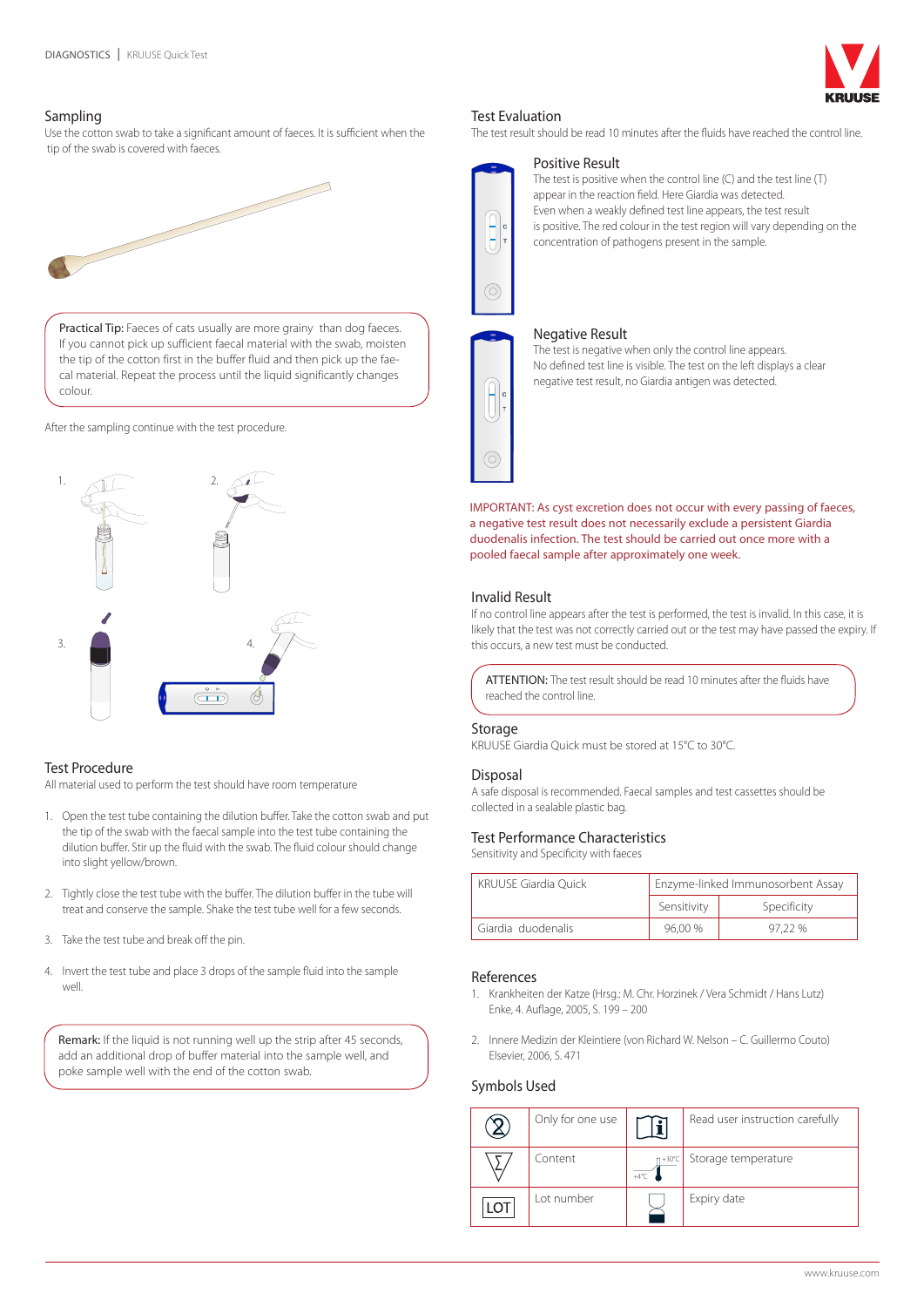## Sampling

Use the cotton swab to take a significant amount of faeces. It is sufficient when the tip of the swab is covered with faeces.

**Practical Tip:** Faeces of cats usually are more grainy than dog faeces. If you cannot pick up sufficient faecal material with the swab, moisten the tip of the cotton first in the buffer fluid and then pick up the faecal material. Repeat the process until the liquid significantly changes colour.

After the sampling continue with the test procedure.

1.

2.

3.

4.

## Test Procedure

All material used to perform the test should have room temperature

1. Open the test tube containing the dilution buffer. Take the cotton swab and put the tip of the swab with the faecal sample into the test tube containing the dilution buffer. Stir up the fluid with the swab. The fluid colour should change into slight yellow/brown.
2. Tightly close the test tube with the buffer. The dilution buffer in the tube will treat and conserve the sample. Shake the test tube well for a few seconds.
3. Take the test tube and break off the pin.
4. Invert the test tube and place 3 drops of the sample fluid into the sample well.

**Remark:** If the liquid is not running well up the strip after 45 seconds, add an additional drop of buffer material into the sample well, and poke sample well with the end of the cotton swab.

## Test Evaluation

The test result should be read 10 minutes after the fluids have reached the control line.

### Positive Result

The test is positive when the control line (C) and the test line (T) appear in the reaction field. Here Giardia was detected.
Even when a weakly defined test line appears, the test result is positive. The red colour in the test region will vary depending on the concentration of pathogens present in the sample.

### Negative Result

The test is negative when only the control line appears.
No defined test line is visible. The test on the left displays a clear negative test result, no Giardia antigen was detected.

IMPORTANT: As cyst excretion does not occur with every passing of faeces, a negative test result does not necessarily exclude a persistent Giardia duodenalis infection. The test should be carried out once more with a pooled faecal sample after approximately one week.

## Invalid Result

If no control line appears after the test is performed, the test is invalid. In this case, it is likely that the test was not correctly carried out or the test may have passed the expiry. If this occurs, a new test must be conducted.

**ATTENTION:** The test result should be read 10 minutes after the fluids have reached the control line.

## Storage

KRUUSE Giardia Quick must be stored at 15°C to 30°C.

## Disposal

A safe disposal is recommended. Faecal samples and test cassettes should be collected in a sealable plastic bag.

## Test Performance Characteristics

Sensitivity and Specificity with faeces

| KRUUSE Giardia Quick | Enzyme-linked Immunosorbent Assay | |
|---|---|---|
| | Sensitivity | Specificity |
| Giardia duodenalis | 96,00 % | 97,22 % |

## References

1. Krankheiten der Katze (Hrsg.: M. Chr. Horzinek / Vera Schmidt / Hans Lutz) Enke, 4. Auflage, 2005, S. 199 – 200
2. Innere Medizin der Kleintiere (von Richard W. Nelson – C. Guillermo Couto) Elsevier, 2006, S. 471

## Symbols Used

| | | | |
|---|---|---|---|
| | Only for one use | | Read user instruction carefully |
| | Content | +4°C +30°C | Storage temperature |
| LOT | Lot number | | Expiry date |